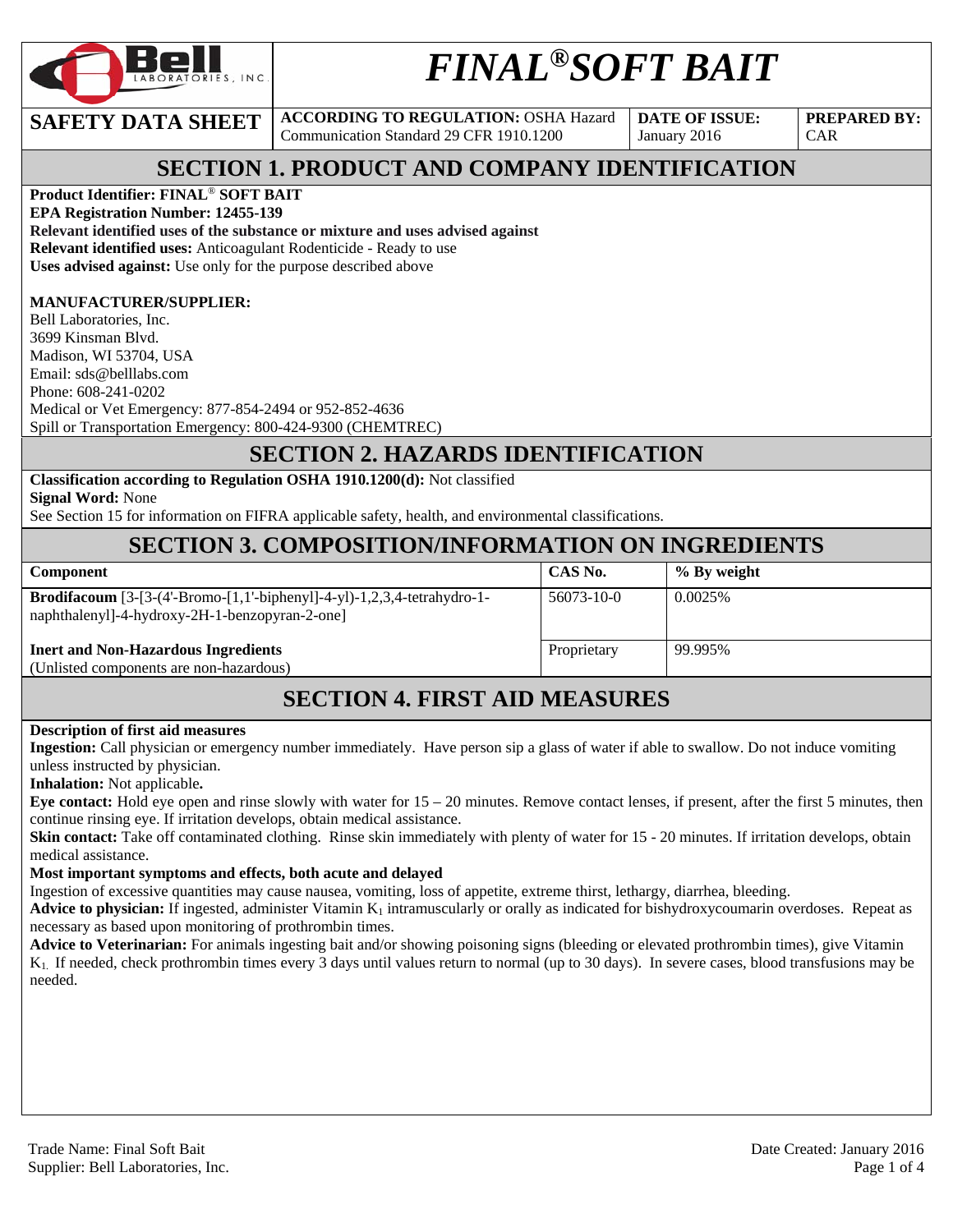# FINAL® SOFT BAIT

| SAFETY DATA SHEET | ACCORDING TO REGULATION: OSHA Hazard Communication Standard 29 CFR 1910.1200 | DATE OF ISSUE: January 2016 | PREPARED BY: CAR |
|---|---|---|---|

## SECTION 1. PRODUCT AND COMPANY IDENTIFICATION

**Product Identifier: FINAL® SOFT BAIT**
**EPA Registration Number: 12455-139**
**Relevant identified uses of the substance or mixture and uses advised against**
**Relevant identified uses:** Anticoagulant Rodenticide - Ready to use
**Uses advised against:** Use only for the purpose described above

**MANUFACTURER/SUPPLIER:**
Bell Laboratories, Inc.
3699 Kinsman Blvd.
Madison, WI 53704, USA
Email: sds@belllabs.com
Phone: 608-241-0202
Medical or Vet Emergency: 877-854-2494 or 952-852-4636
Spill or Transportation Emergency: 800-424-9300 (CHEMTREC)

## SECTION 2. HAZARDS IDENTIFICATION

**Classification according to Regulation OSHA 1910.1200(d):** Not classified
**Signal Word:** None
See Section 15 for information on FIFRA applicable safety, health, and environmental classifications.

## SECTION 3. COMPOSITION/INFORMATION ON INGREDIENTS

| Component | CAS No. | % By weight |
|---|---|---|
| **Brodifacoum** [3-[3-(4'-Bromo-[1,1'-biphenyl]-4-yl)-1,2,3,4-tetrahydro-1-naphthalenyl]-4-hydroxy-2H-1-benzopyran-2-one] | 56073-10-0 | 0.0025% |
| **Inert and Non-Hazardous Ingredients** (Unlisted components are non-hazardous) | Proprietary | 99.995% |

## SECTION 4. FIRST AID MEASURES

**Description of first aid measures**
**Ingestion:** Call physician or emergency number immediately. Have person sip a glass of water if able to swallow. Do not induce vomiting unless instructed by physician.
**Inhalation:** Not applicable**.**
**Eye contact:** Hold eye open and rinse slowly with water for 15 – 20 minutes. Remove contact lenses, if present, after the first 5 minutes, then continue rinsing eye. If irritation develops, obtain medical assistance.
**Skin contact:** Take off contaminated clothing. Rinse skin immediately with plenty of water for 15 - 20 minutes. If irritation develops, obtain medical assistance.
**Most important symptoms and effects, both acute and delayed**
Ingestion of excessive quantities may cause nausea, vomiting, loss of appetite, extreme thirst, lethargy, diarrhea, bleeding.
**Advice to physician:** If ingested, administer Vitamin $K_1$ intramuscularly or orally as indicated for bishydroxycoumarin overdoses. Repeat as necessary as based upon monitoring of prothrombin times.
**Advice to Veterinarian:** For animals ingesting bait and/or showing poisoning signs (bleeding or elevated prothrombin times), give Vitamin $K_1$. If needed, check prothrombin times every 3 days until values return to normal (up to 30 days). In severe cases, blood transfusions may be needed.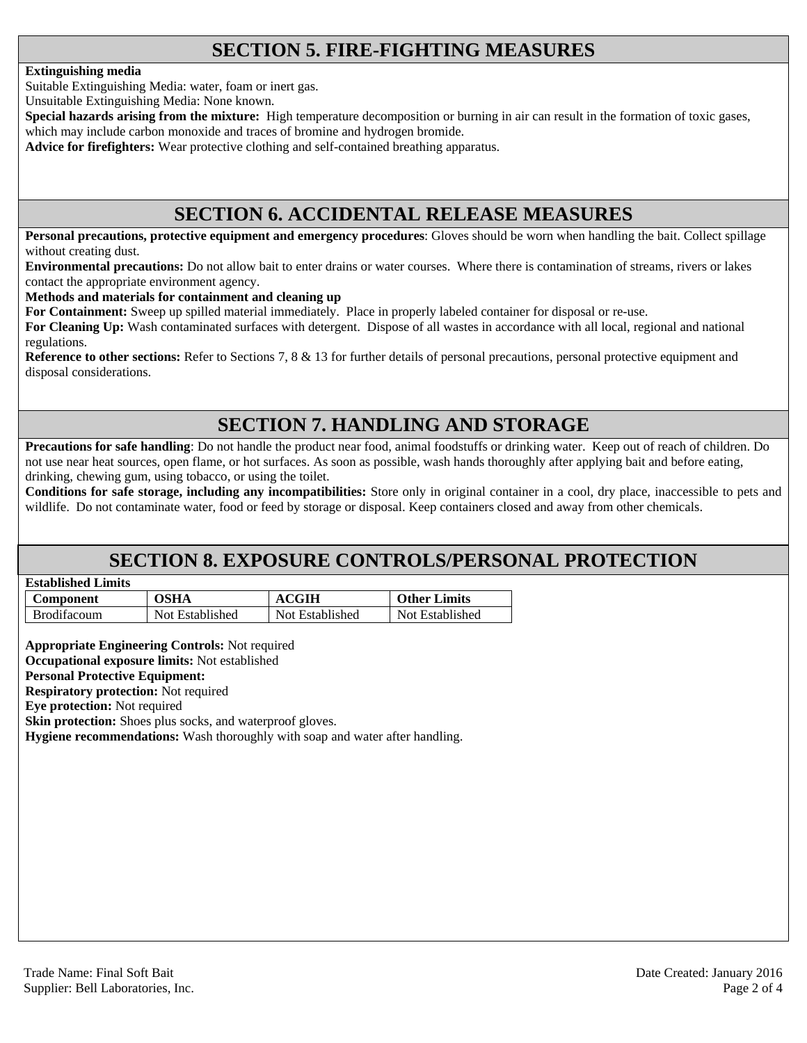## SECTION 5. FIRE-FIGHTING MEASURES

**Extinguishing media**

Suitable Extinguishing Media: water, foam or inert gas.

Unsuitable Extinguishing Media: None known.

**Special hazards arising from the mixture:** High temperature decomposition or burning in air can result in the formation of toxic gases, which may include carbon monoxide and traces of bromine and hydrogen bromide.

**Advice for firefighters:** Wear protective clothing and self-contained breathing apparatus.

## SECTION 6. ACCIDENTAL RELEASE MEASURES

**Personal precautions, protective equipment and emergency procedures**: Gloves should be worn when handling the bait. Collect spillage without creating dust.

**Environmental precautions:** Do not allow bait to enter drains or water courses. Where there is contamination of streams, rivers or lakes contact the appropriate environment agency.

**Methods and materials for containment and cleaning up**

**For Containment:** Sweep up spilled material immediately. Place in properly labeled container for disposal or re-use.

**For Cleaning Up:** Wash contaminated surfaces with detergent. Dispose of all wastes in accordance with all local, regional and national regulations.

**Reference to other sections:** Refer to Sections 7, 8 & 13 for further details of personal precautions, personal protective equipment and disposal considerations.

## SECTION 7. HANDLING AND STORAGE

**Precautions for safe handling**: Do not handle the product near food, animal foodstuffs or drinking water. Keep out of reach of children. Do not use near heat sources, open flame, or hot surfaces. As soon as possible, wash hands thoroughly after applying bait and before eating, drinking, chewing gum, using tobacco, or using the toilet.

**Conditions for safe storage, including any incompatibilities:** Store only in original container in a cool, dry place, inaccessible to pets and wildlife. Do not contaminate water, food or feed by storage or disposal. Keep containers closed and away from other chemicals.

## SECTION 8. EXPOSURE CONTROLS/PERSONAL PROTECTION

**Established Limits**

| Component | OSHA | ACGIH | Other Limits |
|---|---|---|---|
| Brodifacoum | Not Established | Not Established | Not Established |

**Appropriate Engineering Controls:** Not required

**Occupational exposure limits:** Not established

**Personal Protective Equipment:**

**Respiratory protection:** Not required

**Eye protection:** Not required

**Skin protection:** Shoes plus socks, and waterproof gloves.

**Hygiene recommendations:** Wash thoroughly with soap and water after handling.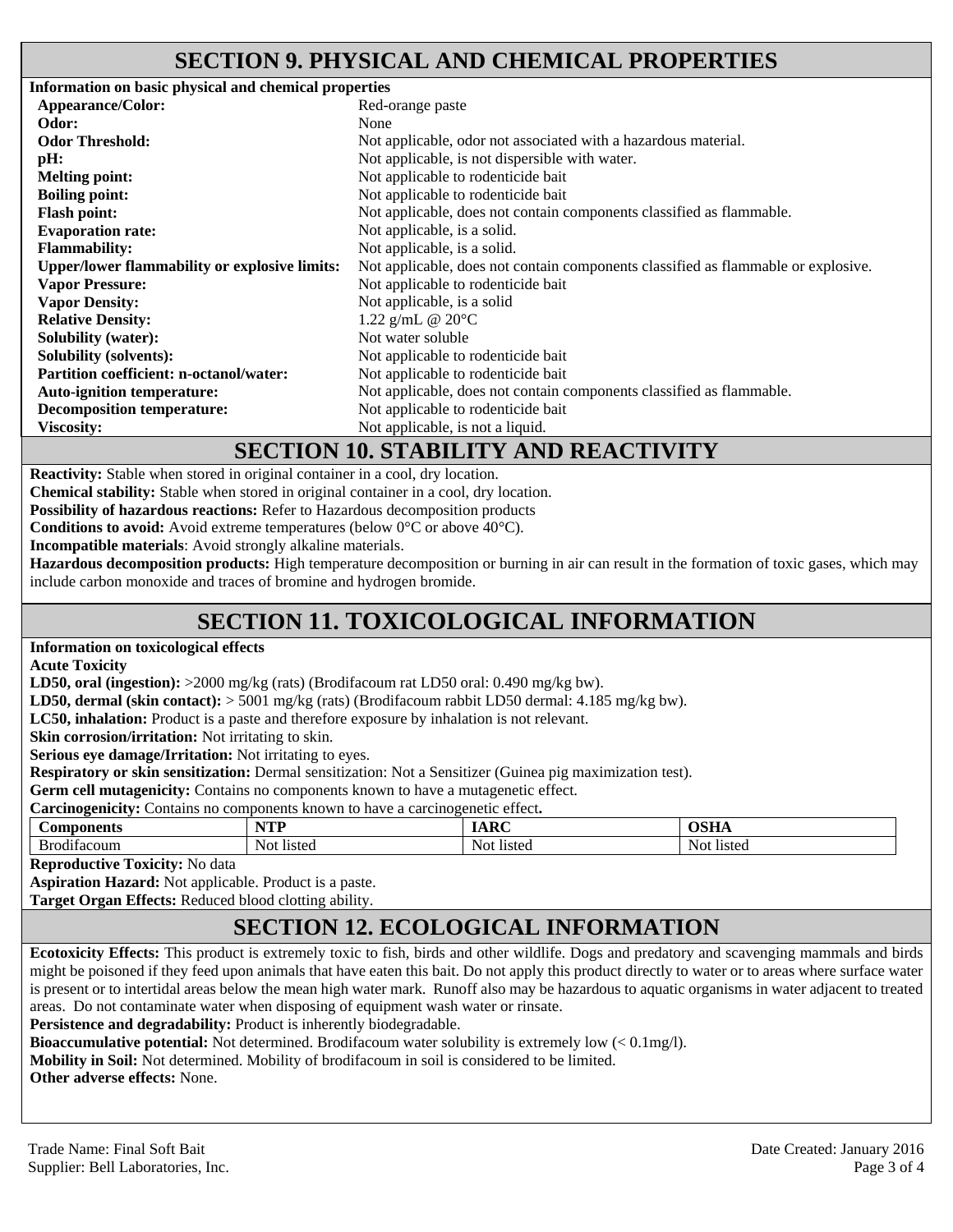## SECTION 9. PHYSICAL AND CHEMICAL PROPERTIES

**Information on basic physical and chemical properties**

| | |
|---|---|
| **Appearance/Color:** | Red-orange paste |
| **Odor:** | None |
| **Odor Threshold:** | Not applicable, odor not associated with a hazardous material. |
| **pH:** | Not applicable, is not dispersible with water. |
| **Melting point:** | Not applicable to rodenticide bait |
| **Boiling point:** | Not applicable to rodenticide bait |
| **Flash point:** | Not applicable, does not contain components classified as flammable. |
| **Evaporation rate:** | Not applicable, is a solid. |
| **Flammability:** | Not applicable, is a solid. |
| **Upper/lower flammability or explosive limits:** | Not applicable, does not contain components classified as flammable or explosive. |
| **Vapor Pressure:** | Not applicable to rodenticide bait |
| **Vapor Density:** | Not applicable, is a solid |
| **Relative Density:** | 1.22 g/mL @ 20°C |
| **Solubility (water):** | Not water soluble |
| **Solubility (solvents):** | Not applicable to rodenticide bait |
| **Partition coefficient: n-octanol/water:** | Not applicable to rodenticide bait |
| **Auto-ignition temperature:** | Not applicable, does not contain components classified as flammable. |
| **Decomposition temperature:** | Not applicable to rodenticide bait |
| **Viscosity:** | Not applicable, is not a liquid. |

## SECTION 10. STABILITY AND REACTIVITY

**Reactivity:** Stable when stored in original container in a cool, dry location.
**Chemical stability:** Stable when stored in original container in a cool, dry location.
**Possibility of hazardous reactions:** Refer to Hazardous decomposition products
**Conditions to avoid:** Avoid extreme temperatures (below 0°C or above 40°C).
**Incompatible materials**: Avoid strongly alkaline materials.
**Hazardous decomposition products:** High temperature decomposition or burning in air can result in the formation of toxic gases, which may include carbon monoxide and traces of bromine and hydrogen bromide.

## SECTION 11. TOXICOLOGICAL INFORMATION

**Information on toxicological effects**
**Acute Toxicity**
**LD50, oral (ingestion):** >2000 mg/kg (rats) (Brodifacoum rat LD50 oral: 0.490 mg/kg bw).
**LD50, dermal (skin contact):** > 5001 mg/kg (rats) (Brodifacoum rabbit LD50 dermal: 4.185 mg/kg bw).
**LC50, inhalation:** Product is a paste and therefore exposure by inhalation is not relevant.
**Skin corrosion/irritation:** Not irritating to skin.
**Serious eye damage/Irritation:** Not irritating to eyes.
**Respiratory or skin sensitization:** Dermal sensitization: Not a Sensitizer (Guinea pig maximization test).
**Germ cell mutagenicity:** Contains no components known to have a mutagenetic effect.
**Carcinogenicity:** Contains no components known to have a carcinogenetic effect**.**

| Components | NTP | IARC | OSHA |
|---|---|---|---|
| Brodifacoum | Not listed | Not listed | Not listed |

**Reproductive Toxicity:** No data
**Aspiration Hazard:** Not applicable. Product is a paste.
**Target Organ Effects:** Reduced blood clotting ability.

## SECTION 12. ECOLOGICAL INFORMATION

**Ecotoxicity Effects:** This product is extremely toxic to fish, birds and other wildlife. Dogs and predatory and scavenging mammals and birds might be poisoned if they feed upon animals that have eaten this bait. Do not apply this product directly to water or to areas where surface water is present or to intertidal areas below the mean high water mark. Runoff also may be hazardous to aquatic organisms in water adjacent to treated areas. Do not contaminate water when disposing of equipment wash water or rinsate.
**Persistence and degradability:** Product is inherently biodegradable.
**Bioaccumulative potential:** Not determined. Brodifacoum water solubility is extremely low (< 0.1mg/l).
**Mobility in Soil:** Not determined. Mobility of brodifacoum in soil is considered to be limited.
**Other adverse effects:** None.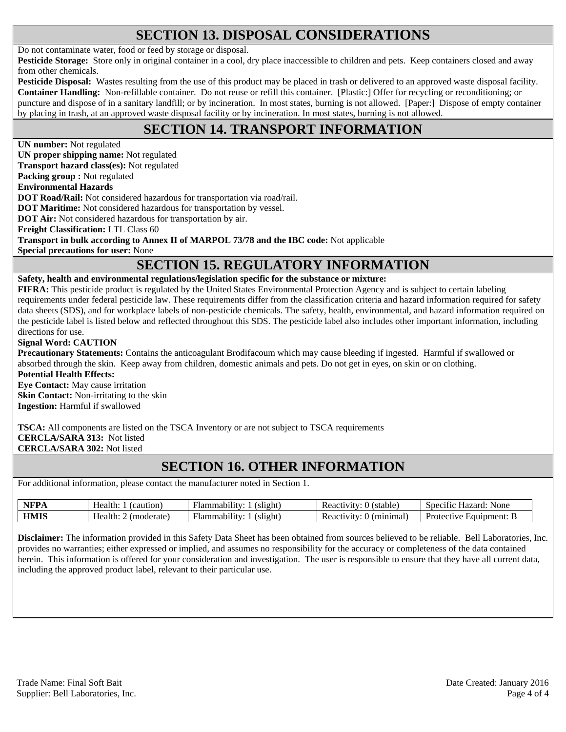## SECTION 13. DISPOSAL CONSIDERATIONS

Do not contaminate water, food or feed by storage or disposal.

**Pesticide Storage:** Store only in original container in a cool, dry place inaccessible to children and pets. Keep containers closed and away from other chemicals.

**Pesticide Disposal:** Wastes resulting from the use of this product may be placed in trash or delivered to an approved waste disposal facility.

**Container Handling:** Non-refillable container. Do not reuse or refill this container. [Plastic:] Offer for recycling or reconditioning; or puncture and dispose of in a sanitary landfill; or by incineration. In most states, burning is not allowed. [Paper:] Dispose of empty container by placing in trash, at an approved waste disposal facility or by incineration. In most states, burning is not allowed.

## SECTION 14. TRANSPORT INFORMATION

**UN number:** Not regulated
**UN proper shipping name:** Not regulated
**Transport hazard class(es):** Not regulated
**Packing group :** Not regulated
**Environmental Hazards**
**DOT Road/Rail:** Not considered hazardous for transportation via road/rail.
**DOT Maritime:** Not considered hazardous for transportation by vessel.
**DOT Air:** Not considered hazardous for transportation by air.
**Freight Classification:** LTL Class 60
**Transport in bulk according to Annex II of MARPOL 73/78 and the IBC code:** Not applicable
**Special precautions for user:** None

## SECTION 15. REGULATORY INFORMATION

**Safety, health and environmental regulations/legislation specific for the substance or mixture:**

**FIFRA:** This pesticide product is regulated by the United States Environmental Protection Agency and is subject to certain labeling requirements under federal pesticide law. These requirements differ from the classification criteria and hazard information required for safety data sheets (SDS), and for workplace labels of non-pesticide chemicals. The safety, health, environmental, and hazard information required on the pesticide label is listed below and reflected throughout this SDS. The pesticide label also includes other important information, including directions for use.

**Signal Word: CAUTION**

**Precautionary Statements:** Contains the anticoagulant Brodifacoum which may cause bleeding if ingested. Harmful if swallowed or absorbed through the skin. Keep away from children, domestic animals and pets. Do not get in eyes, on skin or on clothing.

**Potential Health Effects:**
**Eye Contact:** May cause irritation
**Skin Contact:** Non-irritating to the skin
**Ingestion:** Harmful if swallowed

**TSCA:** All components are listed on the TSCA Inventory or are not subject to TSCA requirements
**CERCLA/SARA 313:** Not listed
**CERCLA/SARA 302:** Not listed

## SECTION 16. OTHER INFORMATION

For additional information, please contact the manufacturer noted in Section 1.

| | | | | |
|---|---|---|---|---|
| **NFPA** | Health: 1 (caution) | Flammability: 1 (slight) | Reactivity: 0 (stable) | Specific Hazard: None |
| **HMIS** | Health: 2 (moderate) | Flammability: 1 (slight) | Reactivity: 0 (minimal) | Protective Equipment: B |

**Disclaimer:** The information provided in this Safety Data Sheet has been obtained from sources believed to be reliable. Bell Laboratories, Inc. provides no warranties; either expressed or implied, and assumes no responsibility for the accuracy or completeness of the data contained herein. This information is offered for your consideration and investigation. The user is responsible to ensure that they have all current data, including the approved product label, relevant to their particular use.